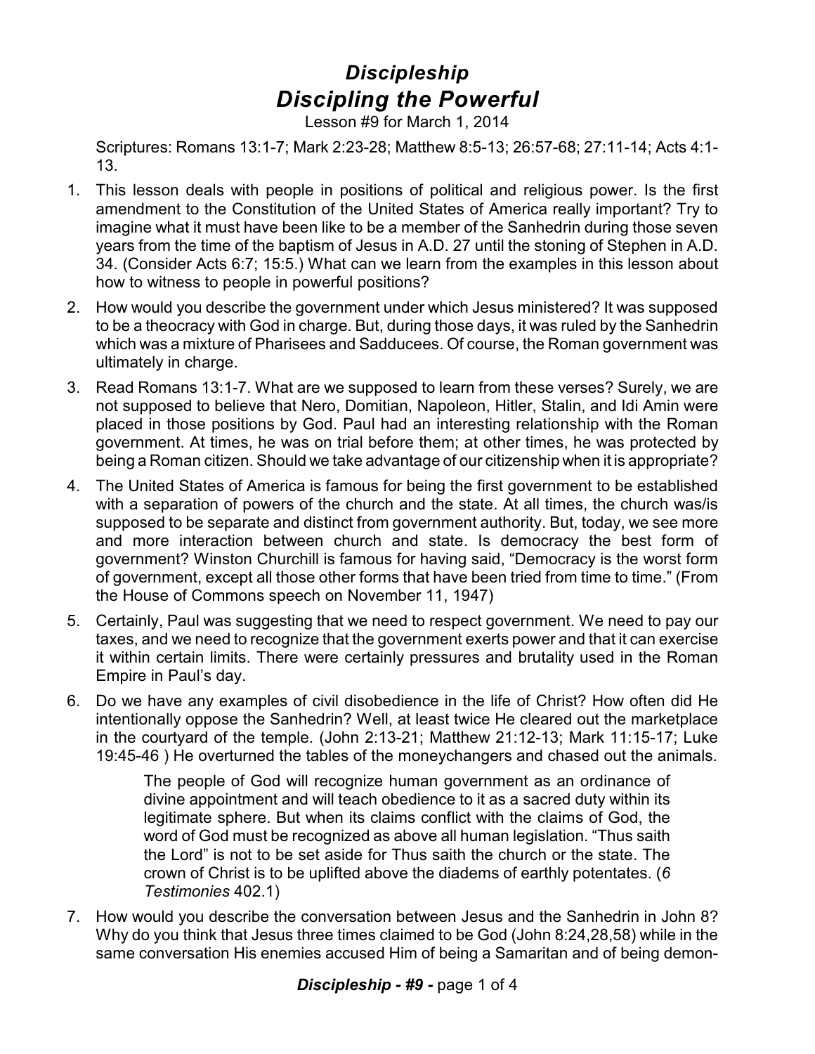# *Discipleship*

## *Discipling the Powerful*

Lesson #9 for March 1, 2014

Scriptures: Romans 13:1-7; Mark 2:23-28; Matthew 8:5-13; 26:57-68; 27:11-14; Acts 4:1-13.

1. This lesson deals with people in positions of political and religious power. Is the first amendment to the Constitution of the United States of America really important? Try to imagine what it must have been like to be a member of the Sanhedrin during those seven years from the time of the baptism of Jesus in A.D. 27 until the stoning of Stephen in A.D. 34. (Consider Acts 6:7; 15:5.) What can we learn from the examples in this lesson about how to witness to people in powerful positions?
2. How would you describe the government under which Jesus ministered? It was supposed to be a theocracy with God in charge. But, during those days, it was ruled by the Sanhedrin which was a mixture of Pharisees and Sadducees. Of course, the Roman government was ultimately in charge.
3. Read Romans 13:1-7. What are we supposed to learn from these verses? Surely, we are not supposed to believe that Nero, Domitian, Napoleon, Hitler, Stalin, and Idi Amin were placed in those positions by God. Paul had an interesting relationship with the Roman government. At times, he was on trial before them; at other times, he was protected by being a Roman citizen. Should we take advantage of our citizenship when it is appropriate?
4. The United States of America is famous for being the first government to be established with a separation of powers of the church and the state. At all times, the church was/is supposed to be separate and distinct from government authority. But, today, we see more and more interaction between church and state. Is democracy the best form of government? Winston Churchill is famous for having said, "Democracy is the worst form of government, except all those other forms that have been tried from time to time." (From the House of Commons speech on November 11, 1947)
5. Certainly, Paul was suggesting that we need to respect government. We need to pay our taxes, and we need to recognize that the government exerts power and that it can exercise it within certain limits. There were certainly pressures and brutality used in the Roman Empire in Paul's day.
6. Do we have any examples of civil disobedience in the life of Christ? How often did He intentionally oppose the Sanhedrin? Well, at least twice He cleared out the marketplace in the courtyard of the temple. (John 2:13-21; Matthew 21:12-13; Mark 11:15-17; Luke 19:45-46 ) He overturned the tables of the moneychangers and chased out the animals.

   > The people of God will recognize human government as an ordinance of divine appointment and will teach obedience to it as a sacred duty within its legitimate sphere. But when its claims conflict with the claims of God, the word of God must be recognized as above all human legislation. "Thus saith the Lord" is not to be set aside for Thus saith the church or the state. The crown of Christ is to be uplifted above the diadems of earthly potentates. (*6 Testimonies* 402.1)

7. How would you describe the conversation between Jesus and the Sanhedrin in John 8? Why do you think that Jesus three times claimed to be God (John 8:24,28,58) while in the same conversation His enemies accused Him of being a Samaritan and of being demon-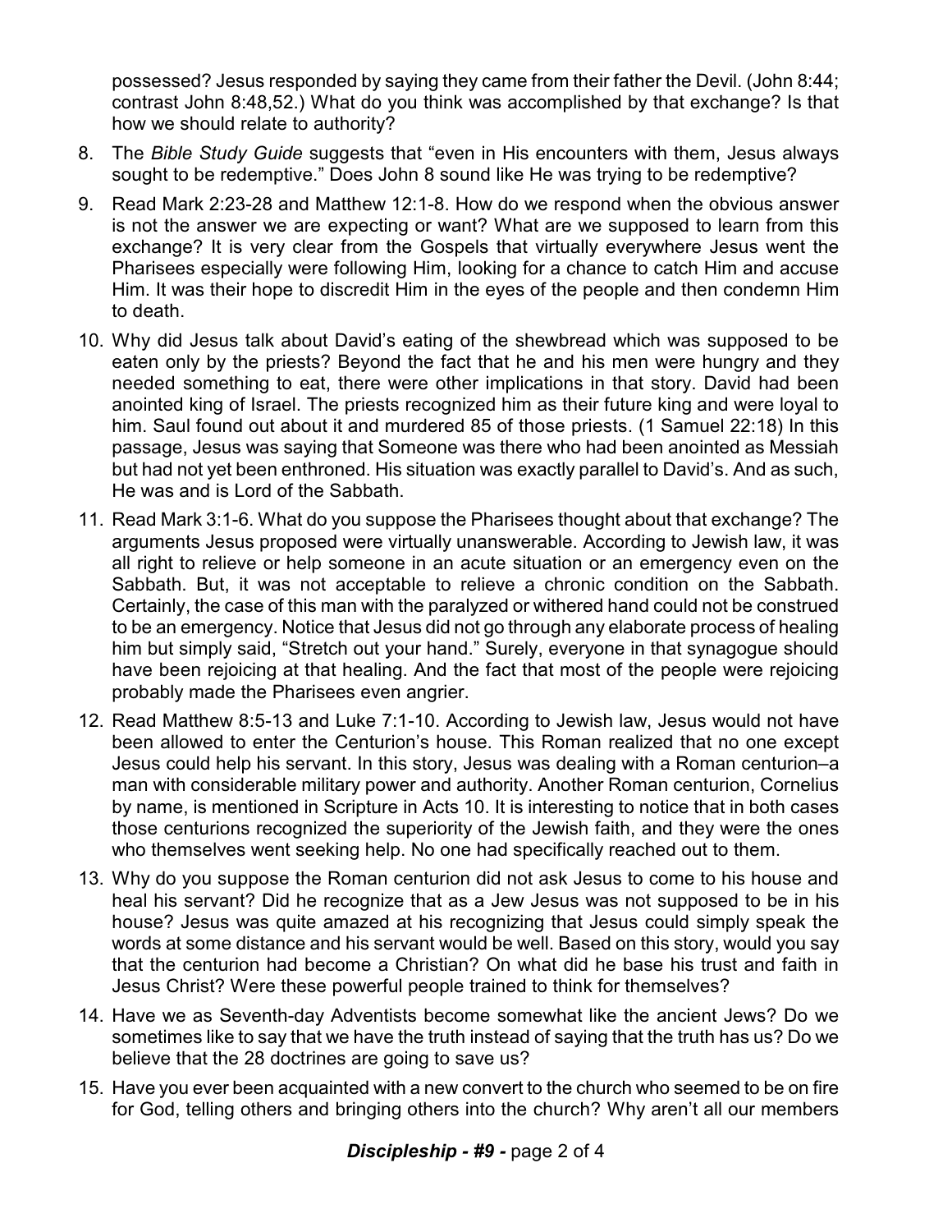possessed? Jesus responded by saying they came from their father the Devil. (John 8:44; contrast John 8:48,52.) What do you think was accomplished by that exchange? Is that how we should relate to authority?

8. The *Bible Study Guide* suggests that "even in His encounters with them, Jesus always sought to be redemptive." Does John 8 sound like He was trying to be redemptive?

9. Read Mark 2:23-28 and Matthew 12:1-8. How do we respond when the obvious answer is not the answer we are expecting or want? What are we supposed to learn from this exchange? It is very clear from the Gospels that virtually everywhere Jesus went the Pharisees especially were following Him, looking for a chance to catch Him and accuse Him. It was their hope to discredit Him in the eyes of the people and then condemn Him to death.

10. Why did Jesus talk about David's eating of the shewbread which was supposed to be eaten only by the priests? Beyond the fact that he and his men were hungry and they needed something to eat, there were other implications in that story. David had been anointed king of Israel. The priests recognized him as their future king and were loyal to him. Saul found out about it and murdered 85 of those priests. (1 Samuel 22:18) In this passage, Jesus was saying that Someone was there who had been anointed as Messiah but had not yet been enthroned. His situation was exactly parallel to David's. And as such, He was and is Lord of the Sabbath.

11. Read Mark 3:1-6. What do you suppose the Pharisees thought about that exchange? The arguments Jesus proposed were virtually unanswerable. According to Jewish law, it was all right to relieve or help someone in an acute situation or an emergency even on the Sabbath. But, it was not acceptable to relieve a chronic condition on the Sabbath. Certainly, the case of this man with the paralyzed or withered hand could not be construed to be an emergency. Notice that Jesus did not go through any elaborate process of healing him but simply said, "Stretch out your hand." Surely, everyone in that synagogue should have been rejoicing at that healing. And the fact that most of the people were rejoicing probably made the Pharisees even angrier.

12. Read Matthew 8:5-13 and Luke 7:1-10. According to Jewish law, Jesus would not have been allowed to enter the Centurion's house. This Roman realized that no one except Jesus could help his servant. In this story, Jesus was dealing with a Roman centurion–a man with considerable military power and authority. Another Roman centurion, Cornelius by name, is mentioned in Scripture in Acts 10. It is interesting to notice that in both cases those centurions recognized the superiority of the Jewish faith, and they were the ones who themselves went seeking help. No one had specifically reached out to them.

13. Why do you suppose the Roman centurion did not ask Jesus to come to his house and heal his servant? Did he recognize that as a Jew Jesus was not supposed to be in his house? Jesus was quite amazed at his recognizing that Jesus could simply speak the words at some distance and his servant would be well. Based on this story, would you say that the centurion had become a Christian? On what did he base his trust and faith in Jesus Christ? Were these powerful people trained to think for themselves?

14. Have we as Seventh-day Adventists become somewhat like the ancient Jews? Do we sometimes like to say that we have the truth instead of saying that the truth has us? Do we believe that the 28 doctrines are going to save us?

15. Have you ever been acquainted with a new convert to the church who seemed to be on fire for God, telling others and bringing others into the church? Why aren't all our members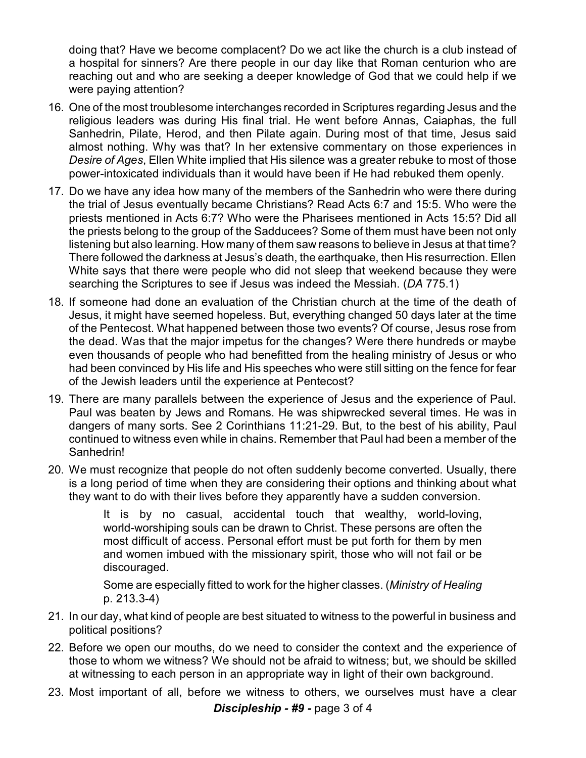doing that? Have we become complacent? Do we act like the church is a club instead of a hospital for sinners? Are there people in our day like that Roman centurion who are reaching out and who are seeking a deeper knowledge of God that we could help if we were paying attention?

16. One of the most troublesome interchanges recorded in Scriptures regarding Jesus and the religious leaders was during His final trial. He went before Annas, Caiaphas, the full Sanhedrin, Pilate, Herod, and then Pilate again. During most of that time, Jesus said almost nothing. Why was that? In her extensive commentary on those experiences in *Desire of Ages*, Ellen White implied that His silence was a greater rebuke to most of those power-intoxicated individuals than it would have been if He had rebuked them openly.
17. Do we have any idea how many of the members of the Sanhedrin who were there during the trial of Jesus eventually became Christians? Read Acts 6:7 and 15:5. Who were the priests mentioned in Acts 6:7? Who were the Pharisees mentioned in Acts 15:5? Did all the priests belong to the group of the Sadducees? Some of them must have been not only listening but also learning. How many of them saw reasons to believe in Jesus at that time? There followed the darkness at Jesus's death, the earthquake, then His resurrection. Ellen White says that there were people who did not sleep that weekend because they were searching the Scriptures to see if Jesus was indeed the Messiah. (*DA* 775.1)
18. If someone had done an evaluation of the Christian church at the time of the death of Jesus, it might have seemed hopeless. But, everything changed 50 days later at the time of the Pentecost. What happened between those two events? Of course, Jesus rose from the dead. Was that the major impetus for the changes? Were there hundreds or maybe even thousands of people who had benefitted from the healing ministry of Jesus or who had been convinced by His life and His speeches who were still sitting on the fence for fear of the Jewish leaders until the experience at Pentecost?
19. There are many parallels between the experience of Jesus and the experience of Paul. Paul was beaten by Jews and Romans. He was shipwrecked several times. He was in dangers of many sorts. See 2 Corinthians 11:21-29. But, to the best of his ability, Paul continued to witness even while in chains. Remember that Paul had been a member of the Sanhedrin!
20. We must recognize that people do not often suddenly become converted. Usually, there is a long period of time when they are considering their options and thinking about what they want to do with their lives before they apparently have a sudden conversion.

    > It is by no casual, accidental touch that wealthy, world-loving, world-worshiping souls can be drawn to Christ. These persons are often the most difficult of access. Personal effort must be put forth for them by men and women imbued with the missionary spirit, those who will not fail or be discouraged.
    >
    > Some are especially fitted to work for the higher classes. (*Ministry of Healing* p. 213.3-4)

21. In our day, what kind of people are best situated to witness to the powerful in business and political positions?
22. Before we open our mouths, do we need to consider the context and the experience of those to whom we witness? We should not be afraid to witness; but, we should be skilled at witnessing to each person in an appropriate way in light of their own background.
23. Most important of all, before we witness to others, we ourselves must have a clear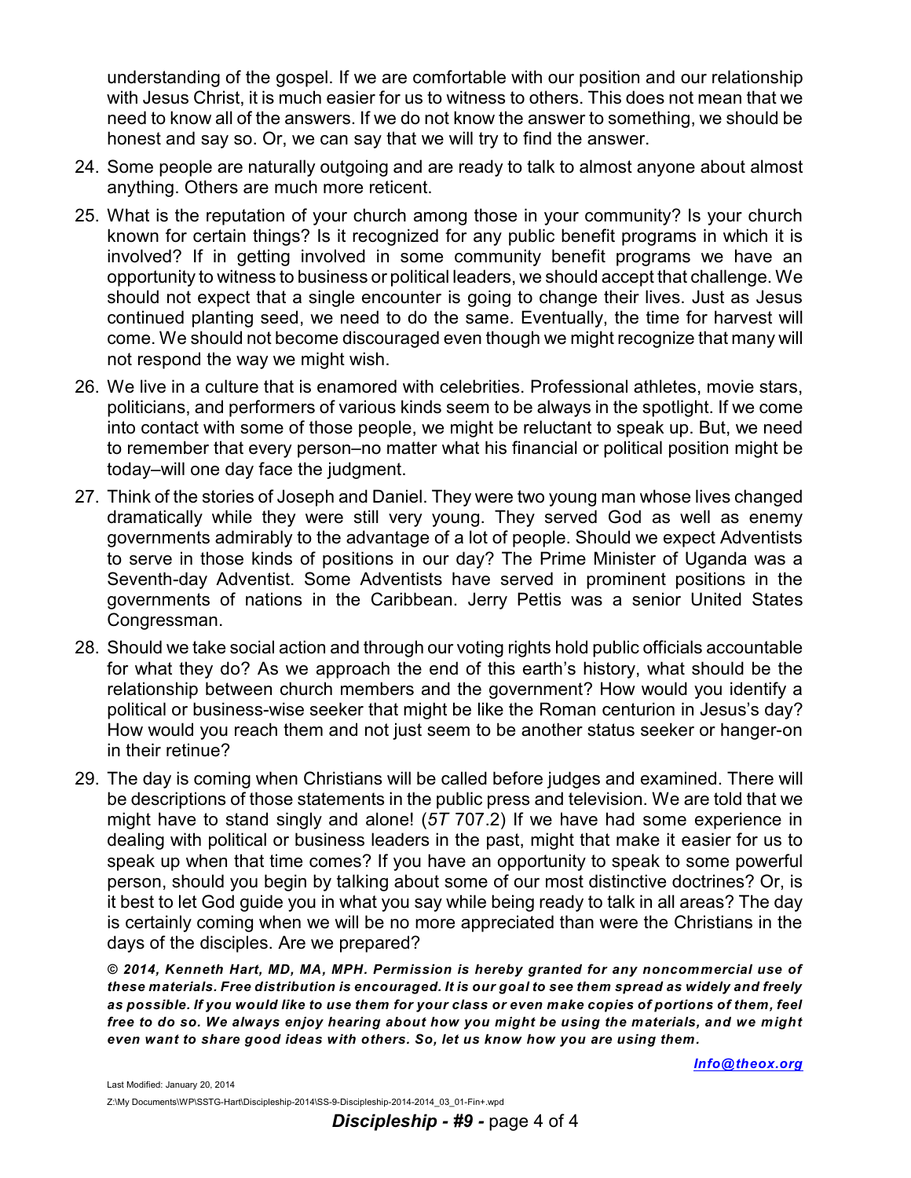understanding of the gospel. If we are comfortable with our position and our relationship with Jesus Christ, it is much easier for us to witness to others. This does not mean that we need to know all of the answers. If we do not know the answer to something, we should be honest and say so. Or, we can say that we will try to find the answer.

24. Some people are naturally outgoing and are ready to talk to almost anyone about almost anything. Others are much more reticent.

25. What is the reputation of your church among those in your community? Is your church known for certain things? Is it recognized for any public benefit programs in which it is involved? If in getting involved in some community benefit programs we have an opportunity to witness to business or political leaders, we should accept that challenge. We should not expect that a single encounter is going to change their lives. Just as Jesus continued planting seed, we need to do the same. Eventually, the time for harvest will come. We should not become discouraged even though we might recognize that many will not respond the way we might wish.

26. We live in a culture that is enamored with celebrities. Professional athletes, movie stars, politicians, and performers of various kinds seem to be always in the spotlight. If we come into contact with some of those people, we might be reluctant to speak up. But, we need to remember that every person–no matter what his financial or political position might be today–will one day face the judgment.

27. Think of the stories of Joseph and Daniel. They were two young man whose lives changed dramatically while they were still very young. They served God as well as enemy governments admirably to the advantage of a lot of people. Should we expect Adventists to serve in those kinds of positions in our day? The Prime Minister of Uganda was a Seventh-day Adventist. Some Adventists have served in prominent positions in the governments of nations in the Caribbean. Jerry Pettis was a senior United States Congressman.

28. Should we take social action and through our voting rights hold public officials accountable for what they do? As we approach the end of this earth's history, what should be the relationship between church members and the government? How would you identify a political or business-wise seeker that might be like the Roman centurion in Jesus's day? How would you reach them and not just seem to be another status seeker or hanger-on in their retinue?

29. The day is coming when Christians will be called before judges and examined. There will be descriptions of those statements in the public press and television. We are told that we might have to stand singly and alone! (*5T* 707.2) If we have had some experience in dealing with political or business leaders in the past, might that make it easier for us to speak up when that time comes? If you have an opportunity to speak to some powerful person, should you begin by talking about some of our most distinctive doctrines? Or, is it best to let God guide you in what you say while being ready to talk in all areas? The day is certainly coming when we will be no more appreciated than were the Christians in the days of the disciples. Are we prepared?

***© 2014, Kenneth Hart, MD, MA, MPH. Permission is hereby granted for any noncommercial use of these materials. Free distribution is encouraged. It is our goal to see them spread as widely and freely as possible. If you would like to use them for your class or even make copies of portions of them, feel free to do so. We always enjoy hearing about how you might be using the materials, and we might even want to share good ideas with others. So, let us know how you are using them.***

***Info@theox.org***

Last Modified: January 20, 2014

Z:\My Documents\WP\SSTG-Hart\Discipleship-2014\SS-9-Discipleship-2014-2014_03_01-Fin+.wpd